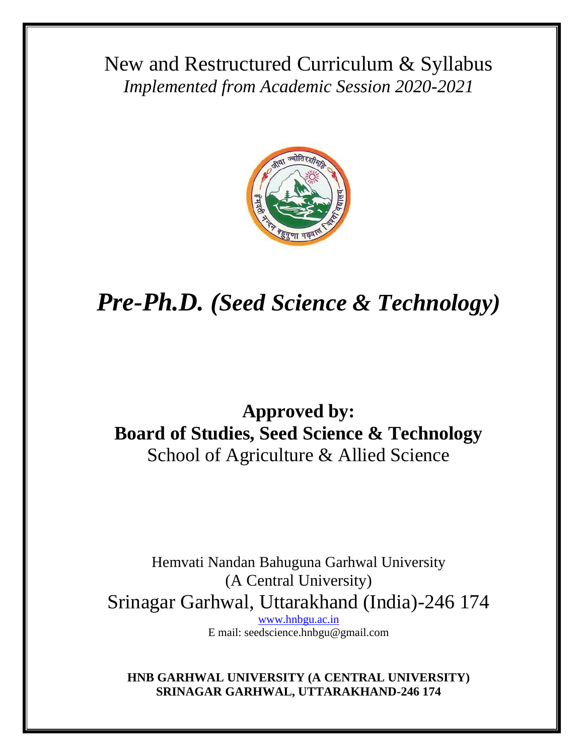New and Restructured Curriculum & Syllabus

*Implemented from Academic Session 2020-2021*

# *Pre-Ph.D. (Seed Science & Technology)*

## Approved by:
## Board of Studies, Seed Science & Technology

School of Agriculture & Allied Science

Hemvati Nandan Bahuguna Garhwal University
(A Central University)
Srinagar Garhwal, Uttarakhand (India)-246 174

www.hnbgu.ac.in

E mail: seedscience.hnbgu@gmail.com

**HNB GARHWAL UNIVERSITY (A CENTRAL UNIVERSITY)**
**SRINAGAR GARHWAL, UTTARAKHAND-246 174**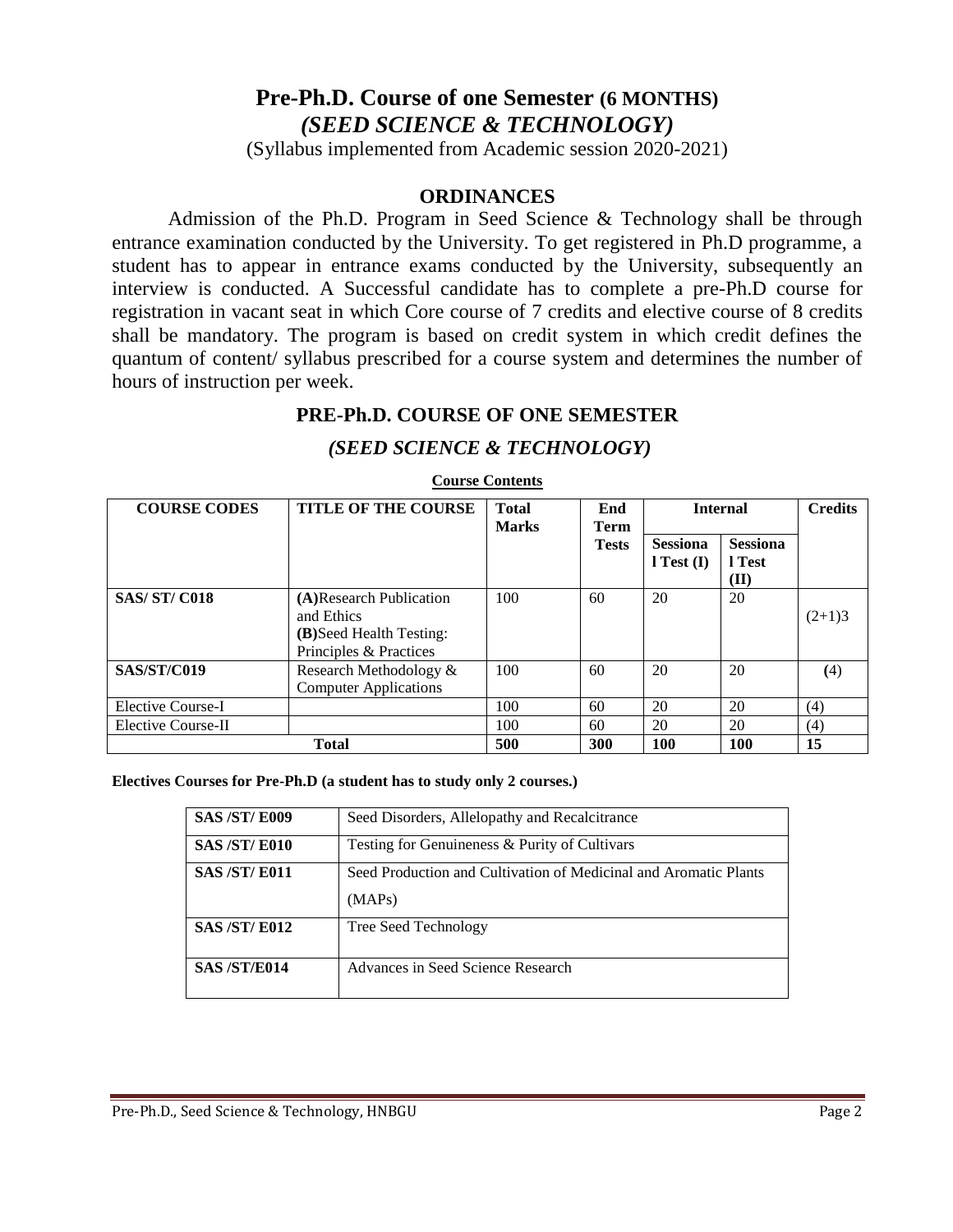# Pre-Ph.D. Course of one Semester (6 MONTHS)

## *(SEED SCIENCE & TECHNOLOGY)*

(Syllabus implemented from Academic session 2020-2021)

## ORDINANCES

Admission of the Ph.D. Program in Seed Science & Technology shall be through entrance examination conducted by the University. To get registered in Ph.D programme, a student has to appear in entrance exams conducted by the University, subsequently an interview is conducted. A Successful candidate has to complete a pre-Ph.D course for registration in vacant seat in which Core course of 7 credits and elective course of 8 credits shall be mandatory. The program is based on credit system in which credit defines the quantum of content/ syllabus prescribed for a course system and determines the number of hours of instruction per week.

## PRE-Ph.D. COURSE OF ONE SEMESTER

## *(SEED SCIENCE & TECHNOLOGY)*

**Course Contents**

| COURSE CODES | TITLE OF THE COURSE | Total Marks | End Term Tests | Internal | | Credits |
|---|---|---|---|---|---|---|
| | | | | Sessional Test (I) | Sessional Test (II) | |
| **SAS/ ST/ C018** | **(A)**Research Publication and Ethics **(B)**Seed Health Testing: Principles & Practices | 100 | 60 | 20 | 20 | (2+1)3 |
| **SAS/ST/C019** | Research Methodology & Computer Applications | 100 | 60 | 20 | 20 | (4) |
| Elective Course-I | | 100 | 60 | 20 | 20 | (4) |
| Elective Course-II | | 100 | 60 | 20 | 20 | (4) |
| **Total** | | **500** | **300** | **100** | **100** | **15** |

**Electives Courses for Pre-Ph.D (a student has to study only 2 courses.)**

| | |
|---|---|
| **SAS /ST/ E009** | Seed Disorders, Allelopathy and Recalcitrance |
| **SAS /ST/ E010** | Testing for Genuineness & Purity of Cultivars |
| **SAS /ST/ E011** | Seed Production and Cultivation of Medicinal and Aromatic Plants (MAPs) |
| **SAS /ST/ E012** | Tree Seed Technology |
| **SAS /ST/E014** | Advances in Seed Science Research |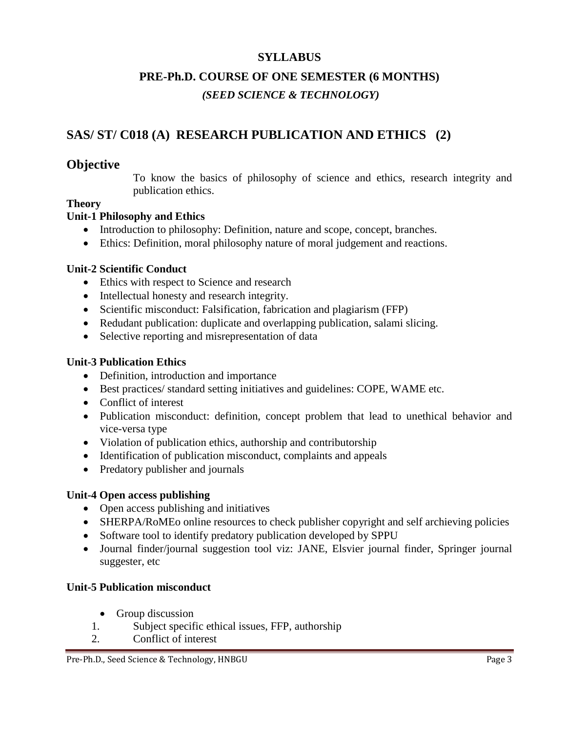**SYLLABUS**

**PRE-Ph.D. COURSE OF ONE SEMESTER (6 MONTHS)**

***(SEED SCIENCE & TECHNOLOGY)***

## SAS/ ST/ C018 (A) RESEARCH PUBLICATION AND ETHICS (2)

## Objective

To know the basics of philosophy of science and ethics, research integrity and publication ethics.

**Theory**

**Unit-1 Philosophy and Ethics**

- Introduction to philosophy: Definition, nature and scope, concept, branches.
- Ethics: Definition, moral philosophy nature of moral judgement and reactions.

**Unit-2 Scientific Conduct**

- Ethics with respect to Science and research
- Intellectual honesty and research integrity.
- Scientific misconduct: Falsification, fabrication and plagiarism (FFP)
- Redudant publication: duplicate and overlapping publication, salami slicing.
- Selective reporting and misrepresentation of data

**Unit-3 Publication Ethics**

- Definition, introduction and importance
- Best practices/ standard setting initiatives and guidelines: COPE, WAME etc.
- Conflict of interest
- Publication misconduct: definition, concept problem that lead to unethical behavior and vice-versa type
- Violation of publication ethics, authorship and contributorship
- Identification of publication misconduct, complaints and appeals
- Predatory publisher and journals

**Unit-4 Open access publishing**

- Open access publishing and initiatives
- SHERPA/RoMEo online resources to check publisher copyright and self archieving policies
- Software tool to identify predatory publication developed by SPPU
- Journal finder/journal suggestion tool viz: JANE, Elsvier journal finder, Springer journal suggester, etc

**Unit-5 Publication misconduct**

- Group discussion

1. Subject specific ethical issues, FFP, authorship
2. Conflict of interest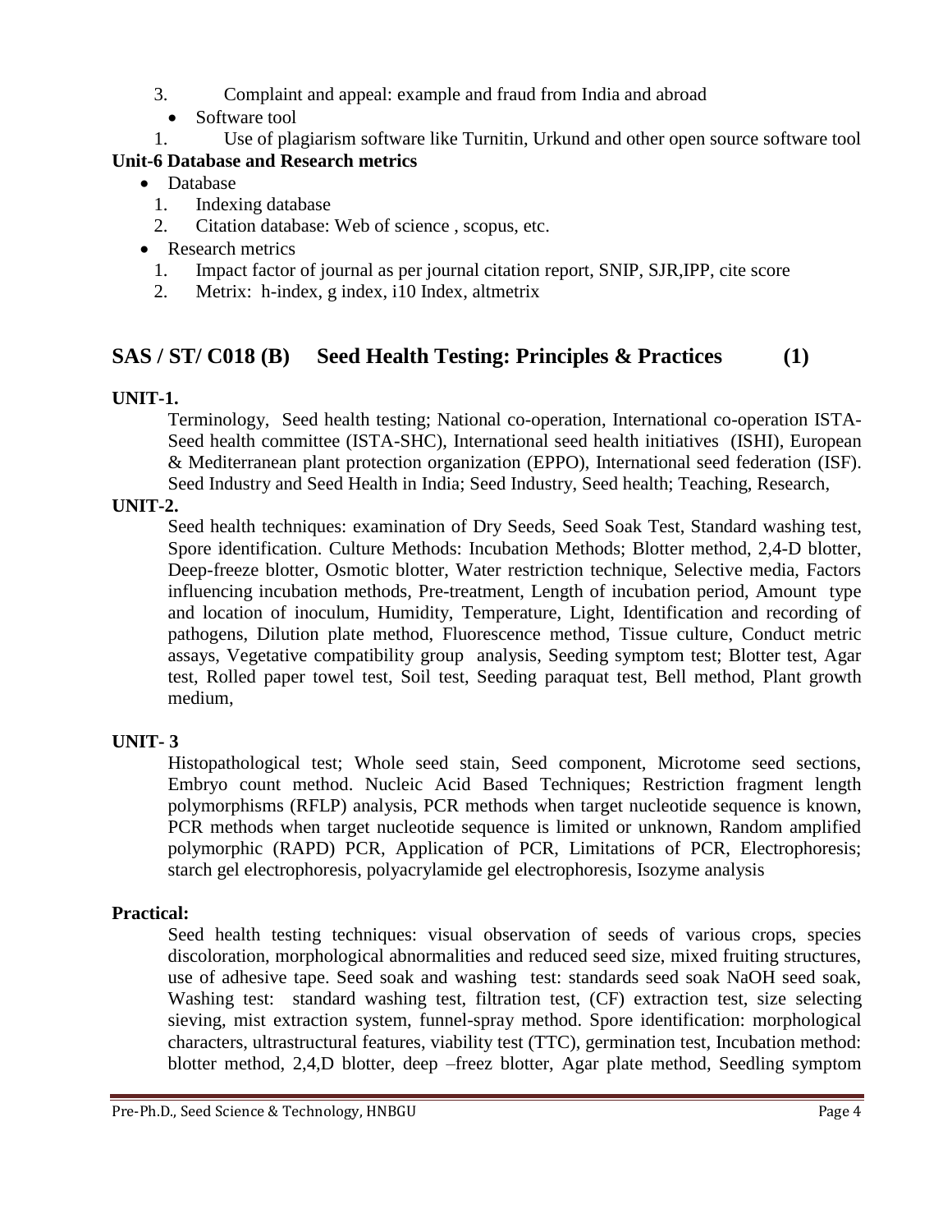3. Complaint and appeal: example and fraud from India and abroad

- Software tool

1. Use of plagiarism software like Turnitin, Urkund and other open source software tool

**Unit-6 Database and Research metrics**

- Database
  1. Indexing database
  2. Citation database: Web of science , scopus, etc.
- Research metrics
  1. Impact factor of journal as per journal citation report, SNIP, SJR,IPP, cite score
  2. Metrix: h-index, g index, i10 Index, altmetrix

## SAS / ST/ C018 (B) Seed Health Testing: Principles & Practices (1)

**UNIT-1.**

Terminology, Seed health testing; National co-operation, International co-operation ISTA-Seed health committee (ISTA-SHC), International seed health initiatives (ISHI), European & Mediterranean plant protection organization (EPPO), International seed federation (ISF). Seed Industry and Seed Health in India; Seed Industry, Seed health; Teaching, Research,

**UNIT-2.**

Seed health techniques: examination of Dry Seeds, Seed Soak Test, Standard washing test, Spore identification. Culture Methods: Incubation Methods; Blotter method, 2,4-D blotter, Deep-freeze blotter, Osmotic blotter, Water restriction technique, Selective media, Factors influencing incubation methods, Pre-treatment, Length of incubation period, Amount type and location of inoculum, Humidity, Temperature, Light, Identification and recording of pathogens, Dilution plate method, Fluorescence method, Tissue culture, Conduct metric assays, Vegetative compatibility group analysis, Seeding symptom test; Blotter test, Agar test, Rolled paper towel test, Soil test, Seeding paraquat test, Bell method, Plant growth medium,

**UNIT- 3**

Histopathological test; Whole seed stain, Seed component, Microtome seed sections, Embryo count method. Nucleic Acid Based Techniques; Restriction fragment length polymorphisms (RFLP) analysis, PCR methods when target nucleotide sequence is known, PCR methods when target nucleotide sequence is limited or unknown, Random amplified polymorphic (RAPD) PCR, Application of PCR, Limitations of PCR, Electrophoresis; starch gel electrophoresis, polyacrylamide gel electrophoresis, Isozyme analysis

**Practical:**

Seed health testing techniques: visual observation of seeds of various crops, species discoloration, morphological abnormalities and reduced seed size, mixed fruiting structures, use of adhesive tape. Seed soak and washing test: standards seed soak NaOH seed soak, Washing test: standard washing test, filtration test, (CF) extraction test, size selecting sieving, mist extraction system, funnel-spray method. Spore identification: morphological characters, ultrastructural features, viability test (TTC), germination test, Incubation method: blotter method, 2,4,D blotter, deep –freez blotter, Agar plate method, Seedling symptom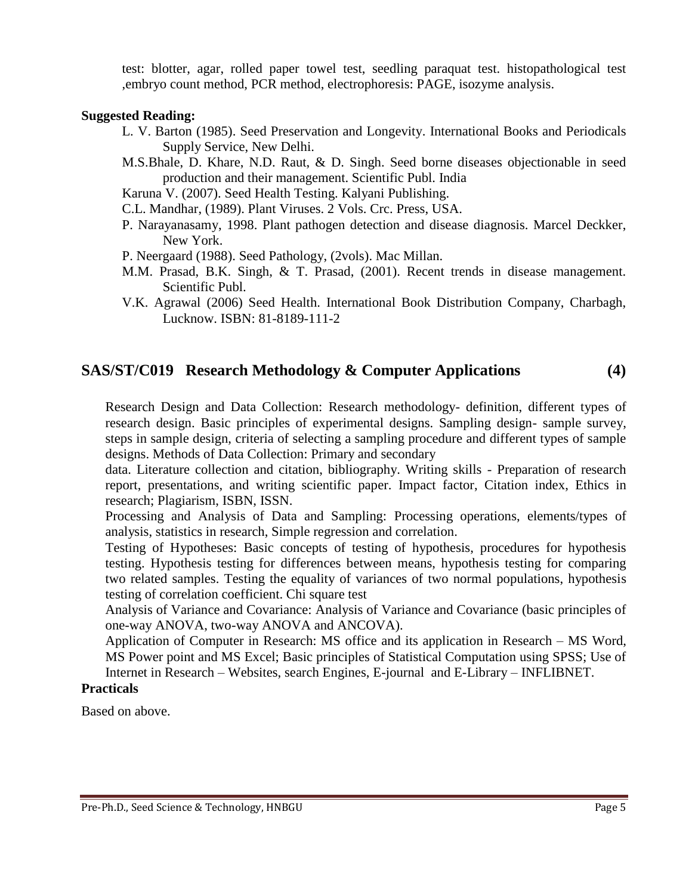test: blotter, agar, rolled paper towel test, seedling paraquat test. histopathological test ,embryo count method, PCR method, electrophoresis: PAGE, isozyme analysis.

**Suggested Reading:**

L. V. Barton (1985). Seed Preservation and Longevity. International Books and Periodicals Supply Service, New Delhi.

M.S.Bhale, D. Khare, N.D. Raut, & D. Singh. Seed borne diseases objectionable in seed production and their management. Scientific Publ. India

Karuna V. (2007). Seed Health Testing. Kalyani Publishing.

C.L. Mandhar, (1989). Plant Viruses. 2 Vols. Crc. Press, USA.

P. Narayanasamy, 1998. Plant pathogen detection and disease diagnosis. Marcel Deckker, New York.

P. Neergaard (1988). Seed Pathology, (2vols). Mac Millan.

M.M. Prasad, B.K. Singh, & T. Prasad, (2001). Recent trends in disease management. Scientific Publ.

V.K. Agrawal (2006) Seed Health. International Book Distribution Company, Charbagh, Lucknow. ISBN: 81-8189-111-2

## SAS/ST/C019 Research Methodology & Computer Applications (4)

Research Design and Data Collection: Research methodology- definition, different types of research design. Basic principles of experimental designs. Sampling design- sample survey, steps in sample design, criteria of selecting a sampling procedure and different types of sample designs. Methods of Data Collection: Primary and secondary

data. Literature collection and citation, bibliography. Writing skills - Preparation of research report, presentations, and writing scientific paper. Impact factor, Citation index, Ethics in research; Plagiarism, ISBN, ISSN.

Processing and Analysis of Data and Sampling: Processing operations, elements/types of analysis, statistics in research, Simple regression and correlation.

Testing of Hypotheses: Basic concepts of testing of hypothesis, procedures for hypothesis testing. Hypothesis testing for differences between means, hypothesis testing for comparing two related samples. Testing the equality of variances of two normal populations, hypothesis testing of correlation coefficient. Chi square test

Analysis of Variance and Covariance: Analysis of Variance and Covariance (basic principles of one-way ANOVA, two-way ANOVA and ANCOVA).

Application of Computer in Research: MS office and its application in Research – MS Word, MS Power point and MS Excel; Basic principles of Statistical Computation using SPSS; Use of Internet in Research – Websites, search Engines, E-journal and E-Library – INFLIBNET.

**Practicals**

Based on above.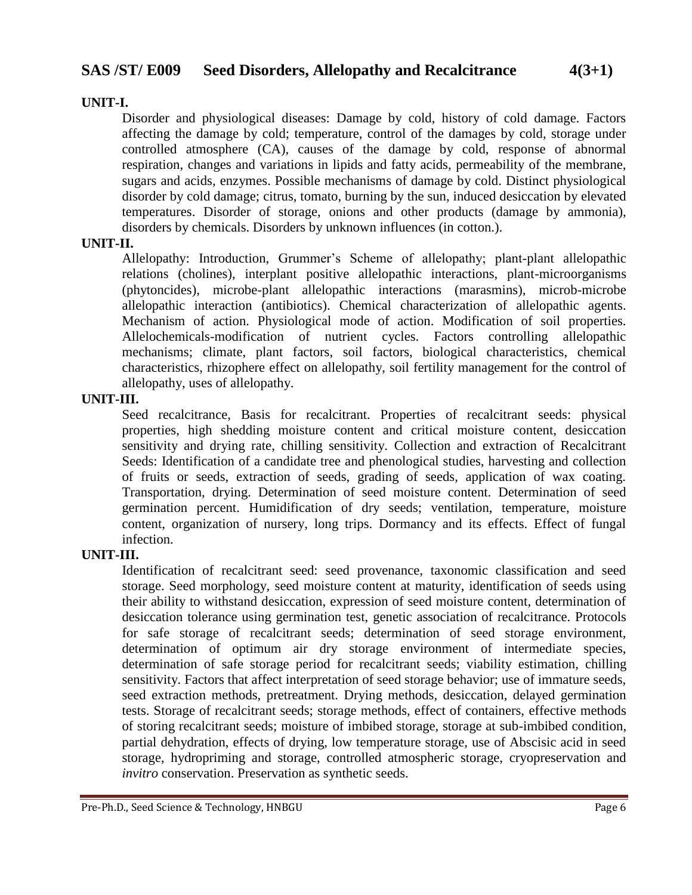## SAS /ST/ E009 Seed Disorders, Allelopathy and Recalcitrance 4(3+1)

**UNIT-I.**

Disorder and physiological diseases: Damage by cold, history of cold damage. Factors affecting the damage by cold; temperature, control of the damages by cold, storage under controlled atmosphere (CA), causes of the damage by cold, response of abnormal respiration, changes and variations in lipids and fatty acids, permeability of the membrane, sugars and acids, enzymes. Possible mechanisms of damage by cold. Distinct physiological disorder by cold damage; citrus, tomato, burning by the sun, induced desiccation by elevated temperatures. Disorder of storage, onions and other products (damage by ammonia), disorders by chemicals. Disorders by unknown influences (in cotton.).

**UNIT-II.**

Allelopathy: Introduction, Grummer's Scheme of allelopathy; plant-plant allelopathic relations (cholines), interplant positive allelopathic interactions, plant-microorganisms (phytoncides), microbe-plant allelopathic interactions (marasmins), microb-microbe allelopathic interaction (antibiotics). Chemical characterization of allelopathic agents. Mechanism of action. Physiological mode of action. Modification of soil properties. Allelochemicals-modification of nutrient cycles. Factors controlling allelopathic mechanisms; climate, plant factors, soil factors, biological characteristics, chemical characteristics, rhizophere effect on allelopathy, soil fertility management for the control of allelopathy, uses of allelopathy.

**UNIT-III.**

Seed recalcitrance, Basis for recalcitrant. Properties of recalcitrant seeds: physical properties, high shedding moisture content and critical moisture content, desiccation sensitivity and drying rate, chilling sensitivity. Collection and extraction of Recalcitrant Seeds: Identification of a candidate tree and phenological studies, harvesting and collection of fruits or seeds, extraction of seeds, grading of seeds, application of wax coating. Transportation, drying. Determination of seed moisture content. Determination of seed germination percent. Humidification of dry seeds; ventilation, temperature, moisture content, organization of nursery, long trips. Dormancy and its effects. Effect of fungal infection.

**UNIT-III.**

Identification of recalcitrant seed: seed provenance, taxonomic classification and seed storage. Seed morphology, seed moisture content at maturity, identification of seeds using their ability to withstand desiccation, expression of seed moisture content, determination of desiccation tolerance using germination test, genetic association of recalcitrance. Protocols for safe storage of recalcitrant seeds; determination of seed storage environment, determination of optimum air dry storage environment of intermediate species, determination of safe storage period for recalcitrant seeds; viability estimation, chilling sensitivity. Factors that affect interpretation of seed storage behavior; use of immature seeds, seed extraction methods, pretreatment. Drying methods, desiccation, delayed germination tests. Storage of recalcitrant seeds; storage methods, effect of containers, effective methods of storing recalcitrant seeds; moisture of imbibed storage, storage at sub-imbibed condition, partial dehydration, effects of drying, low temperature storage, use of Abscisic acid in seed storage, hydropriming and storage, controlled atmospheric storage, cryopreservation and *invitro* conservation. Preservation as synthetic seeds.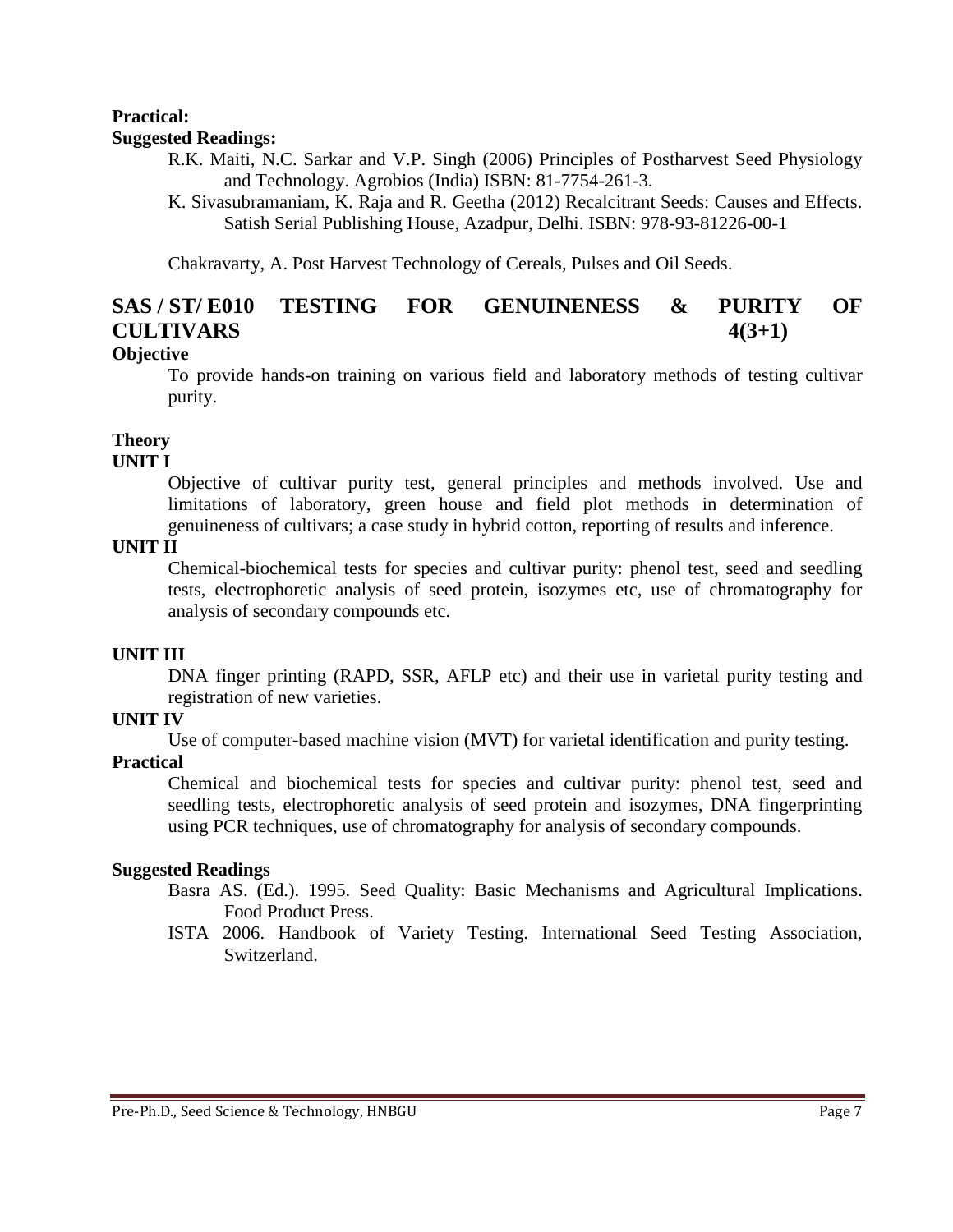**Practical:**

**Suggested Readings:**

R.K. Maiti, N.C. Sarkar and V.P. Singh (2006) Principles of Postharvest Seed Physiology and Technology. Agrobios (India) ISBN: 81-7754-261-3.

K. Sivasubramaniam, K. Raja and R. Geetha (2012) Recalcitrant Seeds: Causes and Effects. Satish Serial Publishing House, Azadpur, Delhi. ISBN: 978-93-81226-00-1

Chakravarty, A. Post Harvest Technology of Cereals, Pulses and Oil Seeds.

## SAS / ST/ E010 TESTING FOR GENUINENESS & PURITY OF CULTIVARS 4(3+1)

**Objective**

To provide hands-on training on various field and laboratory methods of testing cultivar purity.

**Theory**

**UNIT I**

Objective of cultivar purity test, general principles and methods involved. Use and limitations of laboratory, green house and field plot methods in determination of genuineness of cultivars; a case study in hybrid cotton, reporting of results and inference.

**UNIT II**

Chemical-biochemical tests for species and cultivar purity: phenol test, seed and seedling tests, electrophoretic analysis of seed protein, isozymes etc, use of chromatography for analysis of secondary compounds etc.

**UNIT III**

DNA finger printing (RAPD, SSR, AFLP etc) and their use in varietal purity testing and registration of new varieties.

**UNIT IV**

Use of computer-based machine vision (MVT) for varietal identification and purity testing.

**Practical**

Chemical and biochemical tests for species and cultivar purity: phenol test, seed and seedling tests, electrophoretic analysis of seed protein and isozymes, DNA fingerprinting using PCR techniques, use of chromatography for analysis of secondary compounds.

**Suggested Readings**

Basra AS. (Ed.). 1995. Seed Quality: Basic Mechanisms and Agricultural Implications. Food Product Press.

ISTA 2006. Handbook of Variety Testing. International Seed Testing Association, Switzerland.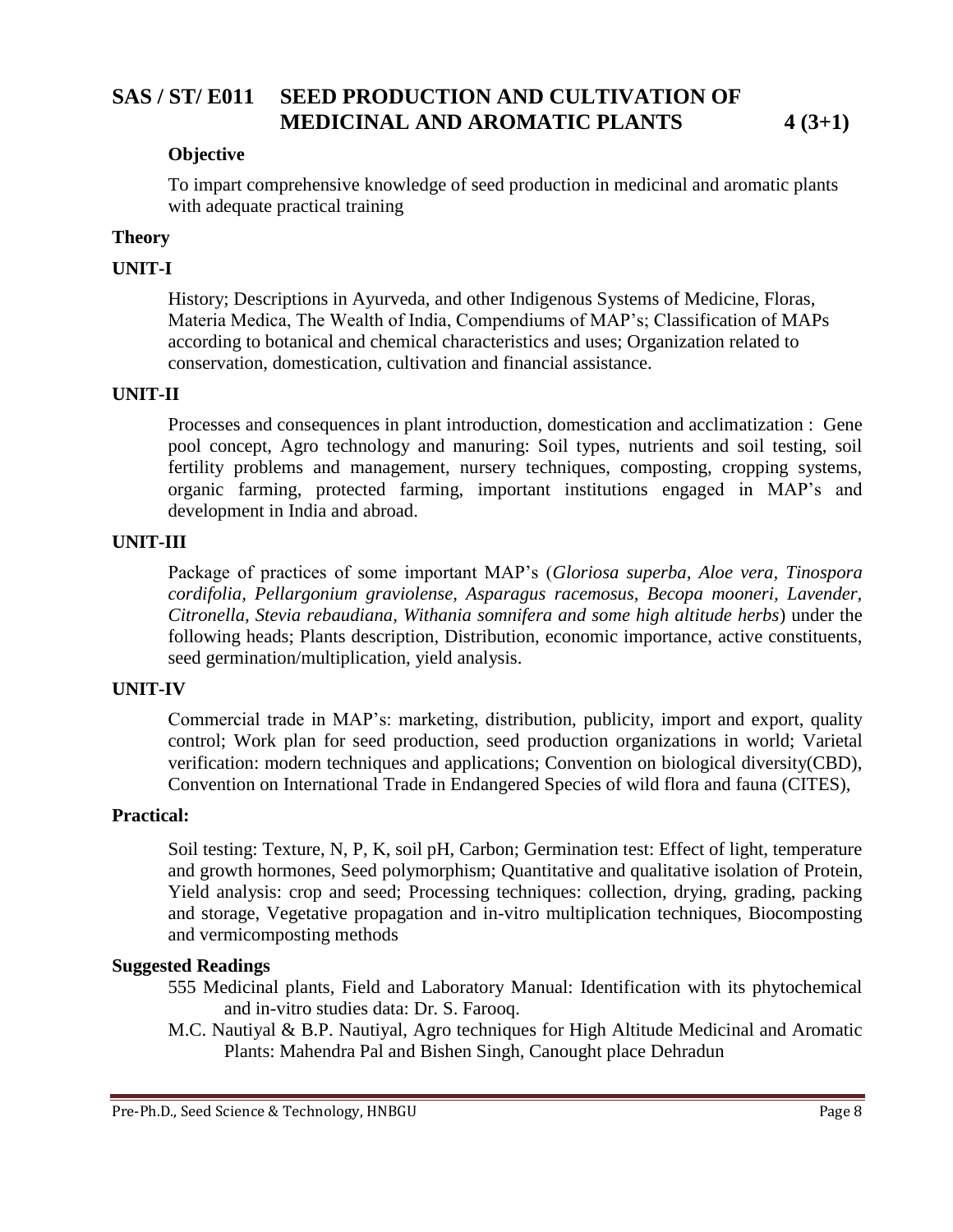## SAS / ST/ E011 SEED PRODUCTION AND CULTIVATION OF MEDICINAL AND AROMATIC PLANTS 4 (3+1)

**Objective**

To impart comprehensive knowledge of seed production in medicinal and aromatic plants with adequate practical training

### Theory

**UNIT-I**

History; Descriptions in Ayurveda, and other Indigenous Systems of Medicine, Floras, Materia Medica, The Wealth of India, Compendiums of MAP's; Classification of MAPs according to botanical and chemical characteristics and uses; Organization related to conservation, domestication, cultivation and financial assistance.

**UNIT-II**

Processes and consequences in plant introduction, domestication and acclimatization : Gene pool concept, Agro technology and manuring: Soil types, nutrients and soil testing, soil fertility problems and management, nursery techniques, composting, cropping systems, organic farming, protected farming, important institutions engaged in MAP's and development in India and abroad.

**UNIT-III**

Package of practices of some important MAP's (*Gloriosa superba, Aloe vera, Tinospora cordifolia, Pellargonium graviolense, Asparagus racemosus, Becopa mooneri, Lavender, Citronella, Stevia rebaudiana, Withania somnifera and some high altitude herbs*) under the following heads; Plants description, Distribution, economic importance, active constituents, seed germination/multiplication, yield analysis.

**UNIT-IV**

Commercial trade in MAP's: marketing, distribution, publicity, import and export, quality control; Work plan for seed production, seed production organizations in world; Varietal verification: modern techniques and applications; Convention on biological diversity(CBD), Convention on International Trade in Endangered Species of wild flora and fauna (CITES),

### Practical:

Soil testing: Texture, N, P, K, soil pH, Carbon; Germination test: Effect of light, temperature and growth hormones, Seed polymorphism; Quantitative and qualitative isolation of Protein, Yield analysis: crop and seed; Processing techniques: collection, drying, grading, packing and storage, Vegetative propagation and in-vitro multiplication techniques, Biocomposting and vermicomposting methods

### Suggested Readings

- 555 Medicinal plants, Field and Laboratory Manual: Identification with its phytochemical and in-vitro studies data: Dr. S. Farooq.
- M.C. Nautiyal & B.P. Nautiyal, Agro techniques for High Altitude Medicinal and Aromatic Plants: Mahendra Pal and Bishen Singh, Canought place Dehradun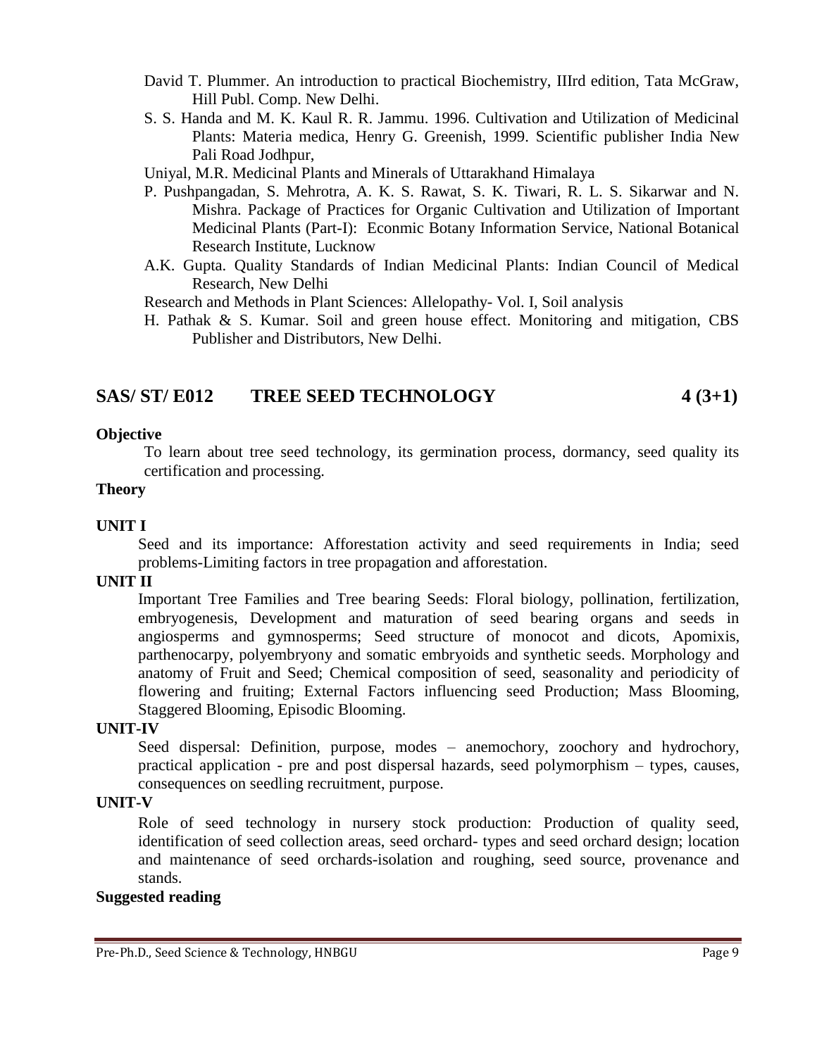David T. Plummer. An introduction to practical Biochemistry, IIIrd edition, Tata McGraw, Hill Publ. Comp. New Delhi.

S. S. Handa and M. K. Kaul R. R. Jammu. 1996. Cultivation and Utilization of Medicinal Plants: Materia medica, Henry G. Greenish, 1999. Scientific publisher India New Pali Road Jodhpur,

Uniyal, M.R. Medicinal Plants and Minerals of Uttarakhand Himalaya

P. Pushpangadan, S. Mehrotra, A. K. S. Rawat, S. K. Tiwari, R. L. S. Sikarwar and N. Mishra. Package of Practices for Organic Cultivation and Utilization of Important Medicinal Plants (Part-I): Econmic Botany Information Service, National Botanical Research Institute, Lucknow

A.K. Gupta. Quality Standards of Indian Medicinal Plants: Indian Council of Medical Research, New Delhi

Research and Methods in Plant Sciences: Allelopathy- Vol. I, Soil analysis

H. Pathak & S. Kumar. Soil and green house effect. Monitoring and mitigation, CBS Publisher and Distributors, New Delhi.

## SAS/ ST/ E012 TREE SEED TECHNOLOGY 4 (3+1)

**Objective**

To learn about tree seed technology, its germination process, dormancy, seed quality its certification and processing.

**Theory**

**UNIT I**

Seed and its importance: Afforestation activity and seed requirements in India; seed problems-Limiting factors in tree propagation and afforestation.

**UNIT II**

Important Tree Families and Tree bearing Seeds: Floral biology, pollination, fertilization, embryogenesis, Development and maturation of seed bearing organs and seeds in angiosperms and gymnosperms; Seed structure of monocot and dicots, Apomixis, parthenocarpy, polyembryony and somatic embryoids and synthetic seeds. Morphology and anatomy of Fruit and Seed; Chemical composition of seed, seasonality and periodicity of flowering and fruiting; External Factors influencing seed Production; Mass Blooming, Staggered Blooming, Episodic Blooming.

**UNIT-IV**

Seed dispersal: Definition, purpose, modes – anemochory, zoochory and hydrochory, practical application - pre and post dispersal hazards, seed polymorphism – types, causes, consequences on seedling recruitment, purpose.

**UNIT-V**

Role of seed technology in nursery stock production: Production of quality seed, identification of seed collection areas, seed orchard- types and seed orchard design; location and maintenance of seed orchards-isolation and roughing, seed source, provenance and stands.

**Suggested reading**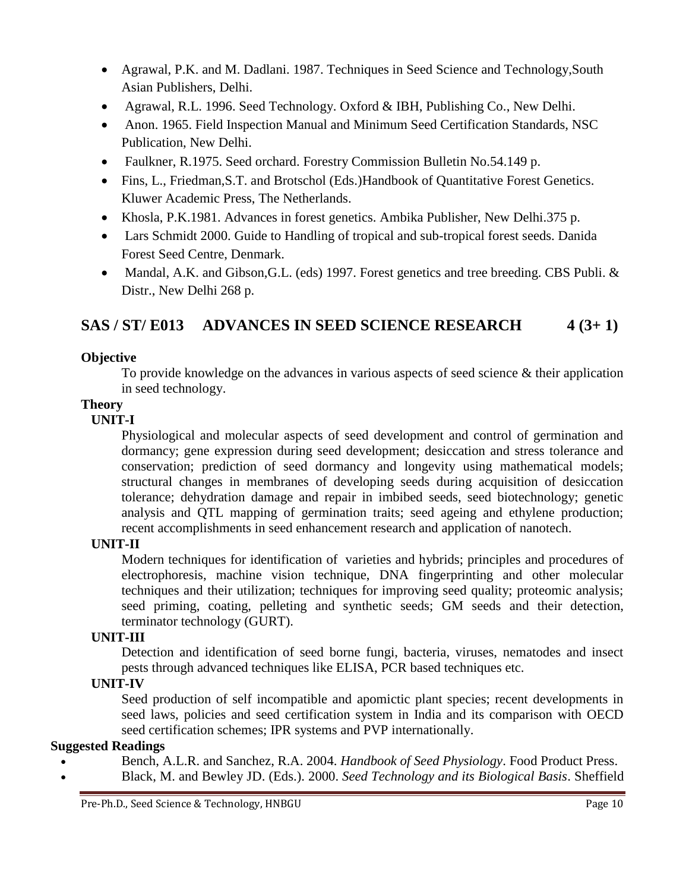- Agrawal, P.K. and M. Dadlani. 1987. Techniques in Seed Science and Technology,South Asian Publishers, Delhi.
- Agrawal, R.L. 1996. Seed Technology. Oxford & IBH, Publishing Co., New Delhi.
- Anon. 1965. Field Inspection Manual and Minimum Seed Certification Standards, NSC Publication, New Delhi.
- Faulkner, R.1975. Seed orchard. Forestry Commission Bulletin No.54.149 p.
- Fins, L., Friedman,S.T. and Brotschol (Eds.)Handbook of Quantitative Forest Genetics. Kluwer Academic Press, The Netherlands.
- Khosla, P.K.1981. Advances in forest genetics. Ambika Publisher, New Delhi.375 p.
- Lars Schmidt 2000. Guide to Handling of tropical and sub-tropical forest seeds. Danida Forest Seed Centre, Denmark.
- Mandal, A.K. and Gibson,G.L. (eds) 1997. Forest genetics and tree breeding. CBS Publi. & Distr., New Delhi 268 p.

## SAS / ST/ E013 ADVANCES IN SEED SCIENCE RESEARCH 4 (3+ 1)

**Objective**

To provide knowledge on the advances in various aspects of seed science & their application in seed technology.

**Theory**

**UNIT-I**

Physiological and molecular aspects of seed development and control of germination and dormancy; gene expression during seed development; desiccation and stress tolerance and conservation; prediction of seed dormancy and longevity using mathematical models; structural changes in membranes of developing seeds during acquisition of desiccation tolerance; dehydration damage and repair in imbibed seeds, seed biotechnology; genetic analysis and QTL mapping of germination traits; seed ageing and ethylene production; recent accomplishments in seed enhancement research and application of nanotech.

**UNIT-II**

Modern techniques for identification of varieties and hybrids; principles and procedures of electrophoresis, machine vision technique, DNA fingerprinting and other molecular techniques and their utilization; techniques for improving seed quality; proteomic analysis; seed priming, coating, pelleting and synthetic seeds; GM seeds and their detection, terminator technology (GURT).

**UNIT-III**

Detection and identification of seed borne fungi, bacteria, viruses, nematodes and insect pests through advanced techniques like ELISA, PCR based techniques etc.

**UNIT-IV**

Seed production of self incompatible and apomictic plant species; recent developments in seed laws, policies and seed certification system in India and its comparison with OECD seed certification schemes; IPR systems and PVP internationally.

**Suggested Readings**

- Bench, A.L.R. and Sanchez, R.A. 2004. *Handbook of Seed Physiology*. Food Product Press.
- Black, M. and Bewley JD. (Eds.). 2000. *Seed Technology and its Biological Basis*. Sheffield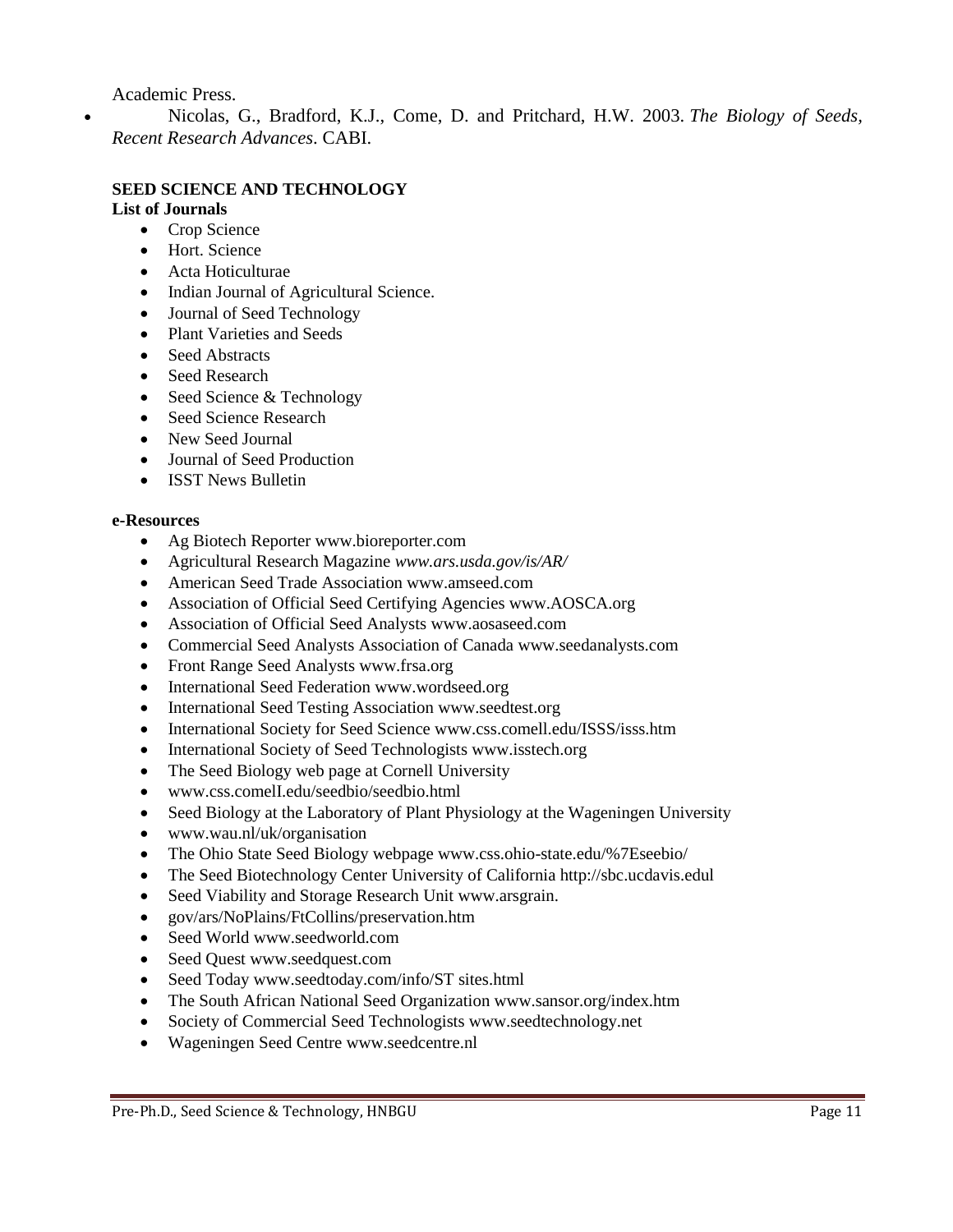Academic Press.

- Nicolas, G., Bradford, K.J., Come, D. and Pritchard, H.W. 2003. *The Biology of Seeds, Recent Research Advances*. CABI.

**SEED SCIENCE AND TECHNOLOGY**

**List of Journals**

- Crop Science
- Hort. Science
- Acta Hoticulturae
- Indian Journal of Agricultural Science.
- Journal of Seed Technology
- Plant Varieties and Seeds
- Seed Abstracts
- Seed Research
- Seed Science & Technology
- Seed Science Research
- New Seed Journal
- Journal of Seed Production
- ISST News Bulletin

**e-Resources**

- Ag Biotech Reporter www.bioreporter.com
- Agricultural Research Magazine *www.ars.usda.gov/is/AR/*
- American Seed Trade Association www.amseed.com
- Association of Official Seed Certifying Agencies www.AOSCA.org
- Association of Official Seed Analysts www.aosaseed.com
- Commercial Seed Analysts Association of Canada www.seedanalysts.com
- Front Range Seed Analysts www.frsa.org
- International Seed Federation www.wordseed.org
- International Seed Testing Association www.seedtest.org
- International Society for Seed Science www.css.comell.edu/ISSS/isss.htm
- International Society of Seed Technologists www.isstech.org
- The Seed Biology web page at Cornell University
- www.css.comelI.edu/seedbio/seedbio.html
- Seed Biology at the Laboratory of Plant Physiology at the Wageningen University
- www.wau.nl/uk/organisation
- The Ohio State Seed Biology webpage www.css.ohio-state.edu/%7Eseebio/
- The Seed Biotechnology Center University of California http://sbc.ucdavis.edul
- Seed Viability and Storage Research Unit www.arsgrain.
- gov/ars/NoPlains/FtCollins/preservation.htm
- Seed World www.seedworld.com
- Seed Quest www.seedquest.com
- Seed Today www.seedtoday.com/info/ST sites.html
- The South African National Seed Organization www.sansor.org/index.htm
- Society of Commercial Seed Technologists www.seedtechnology.net
- Wageningen Seed Centre www.seedcentre.nl